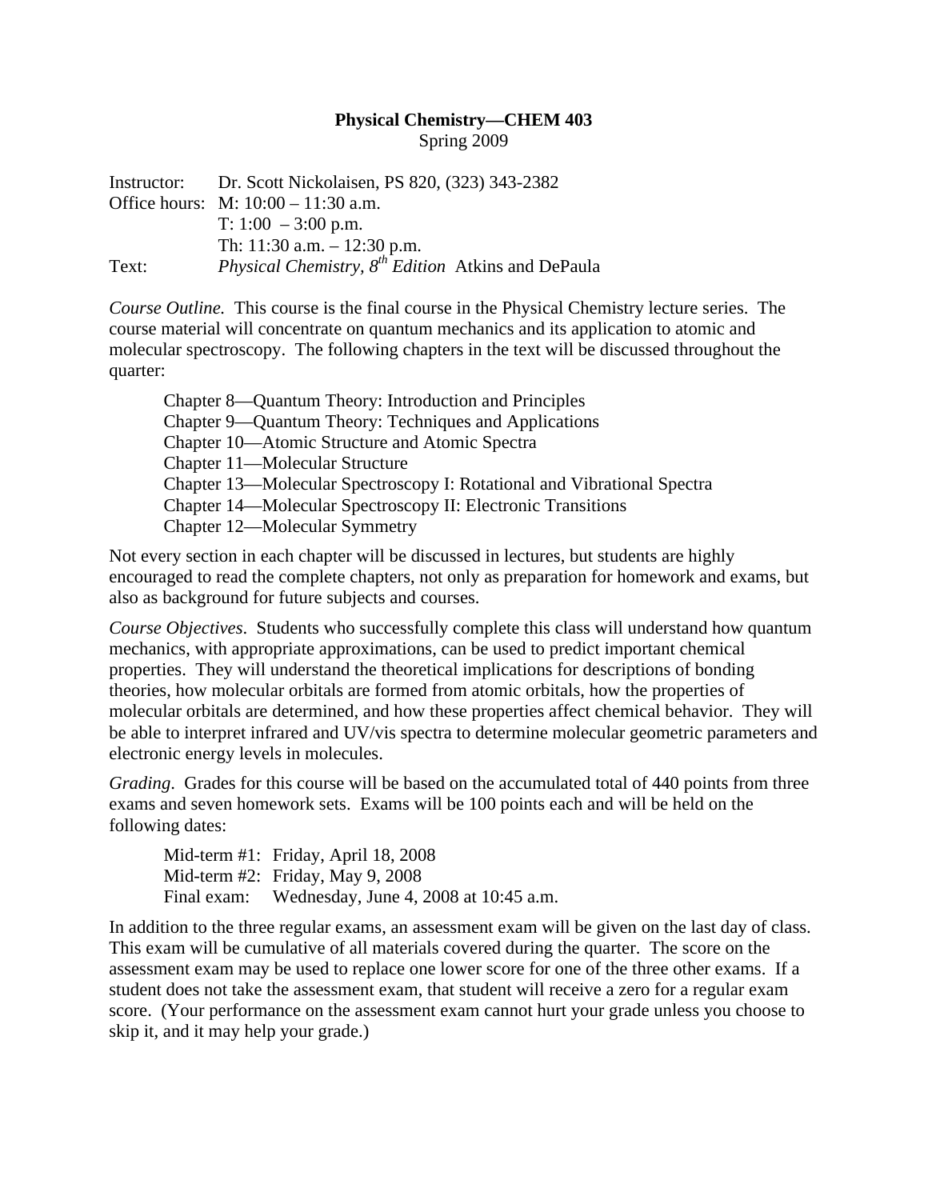**Physical Chemistry—CHEM 403**
Spring 2009

Instructor: Dr. Scott Nickolaisen, PS 820, (323) 343-2382
Office hours: M: 10:00 – 11:30 a.m.
T: 1:00 – 3:00 p.m.
Th: 11:30 a.m. – 12:30 p.m.
Text: *Physical Chemistry, 8th Edition* Atkins and DePaula

*Course Outline.* This course is the final course in the Physical Chemistry lecture series. The course material will concentrate on quantum mechanics and its application to atomic and molecular spectroscopy. The following chapters in the text will be discussed throughout the quarter:

Chapter 8—Quantum Theory: Introduction and Principles
Chapter 9—Quantum Theory: Techniques and Applications
Chapter 10—Atomic Structure and Atomic Spectra
Chapter 11—Molecular Structure
Chapter 13—Molecular Spectroscopy I: Rotational and Vibrational Spectra
Chapter 14—Molecular Spectroscopy II: Electronic Transitions
Chapter 12—Molecular Symmetry

Not every section in each chapter will be discussed in lectures, but students are highly encouraged to read the complete chapters, not only as preparation for homework and exams, but also as background for future subjects and courses.

*Course Objectives*. Students who successfully complete this class will understand how quantum mechanics, with appropriate approximations, can be used to predict important chemical properties. They will understand the theoretical implications for descriptions of bonding theories, how molecular orbitals are formed from atomic orbitals, how the properties of molecular orbitals are determined, and how these properties affect chemical behavior. They will be able to interpret infrared and UV/vis spectra to determine molecular geometric parameters and electronic energy levels in molecules.

*Grading*. Grades for this course will be based on the accumulated total of 440 points from three exams and seven homework sets. Exams will be 100 points each and will be held on the following dates:

Mid-term #1: Friday, April 18, 2008
Mid-term #2: Friday, May 9, 2008
Final exam: Wednesday, June 4, 2008 at 10:45 a.m.

In addition to the three regular exams, an assessment exam will be given on the last day of class. This exam will be cumulative of all materials covered during the quarter. The score on the assessment exam may be used to replace one lower score for one of the three other exams. If a student does not take the assessment exam, that student will receive a zero for a regular exam score. (Your performance on the assessment exam cannot hurt your grade unless you choose to skip it, and it may help your grade.)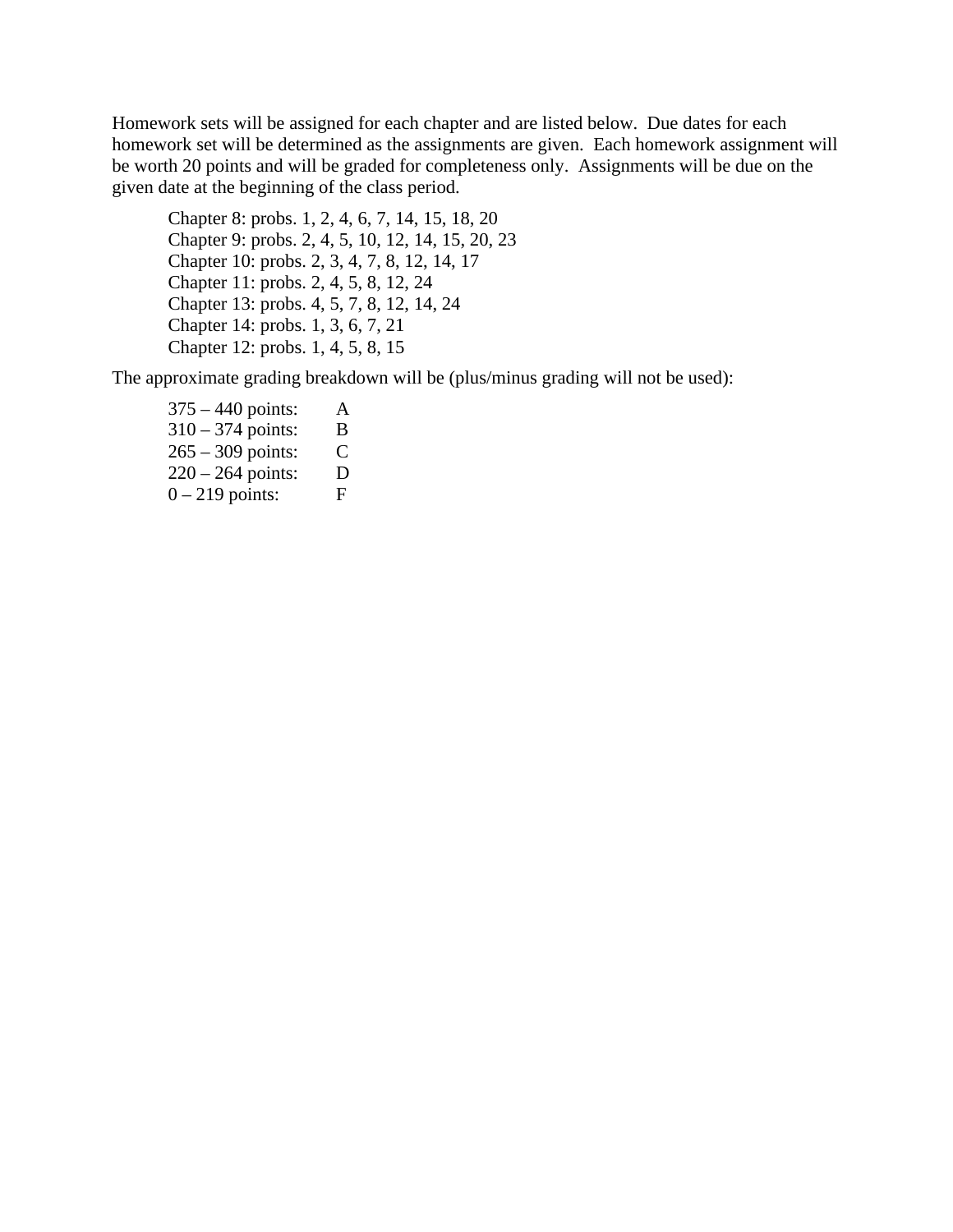Homework sets will be assigned for each chapter and are listed below. Due dates for each homework set will be determined as the assignments are given. Each homework assignment will be worth 20 points and will be graded for completeness only. Assignments will be due on the given date at the beginning of the class period.

Chapter 8: probs. 1, 2, 4, 6, 7, 14, 15, 18, 20  
Chapter 9: probs. 2, 4, 5, 10, 12, 14, 15, 20, 23  
Chapter 10: probs. 2, 3, 4, 7, 8, 12, 14, 17  
Chapter 11: probs. 2, 4, 5, 8, 12, 24  
Chapter 13: probs. 4, 5, 7, 8, 12, 14, 24  
Chapter 14: probs. 1, 3, 6, 7, 21  
Chapter 12: probs. 1, 4, 5, 8, 15

The approximate grading breakdown will be (plus/minus grading will not be used):

| | |
|---|---|
| 375 – 440 points: | A |
| 310 – 374 points: | B |
| 265 – 309 points: | C |
| 220 – 264 points: | D |
| 0 – 219 points: | F |